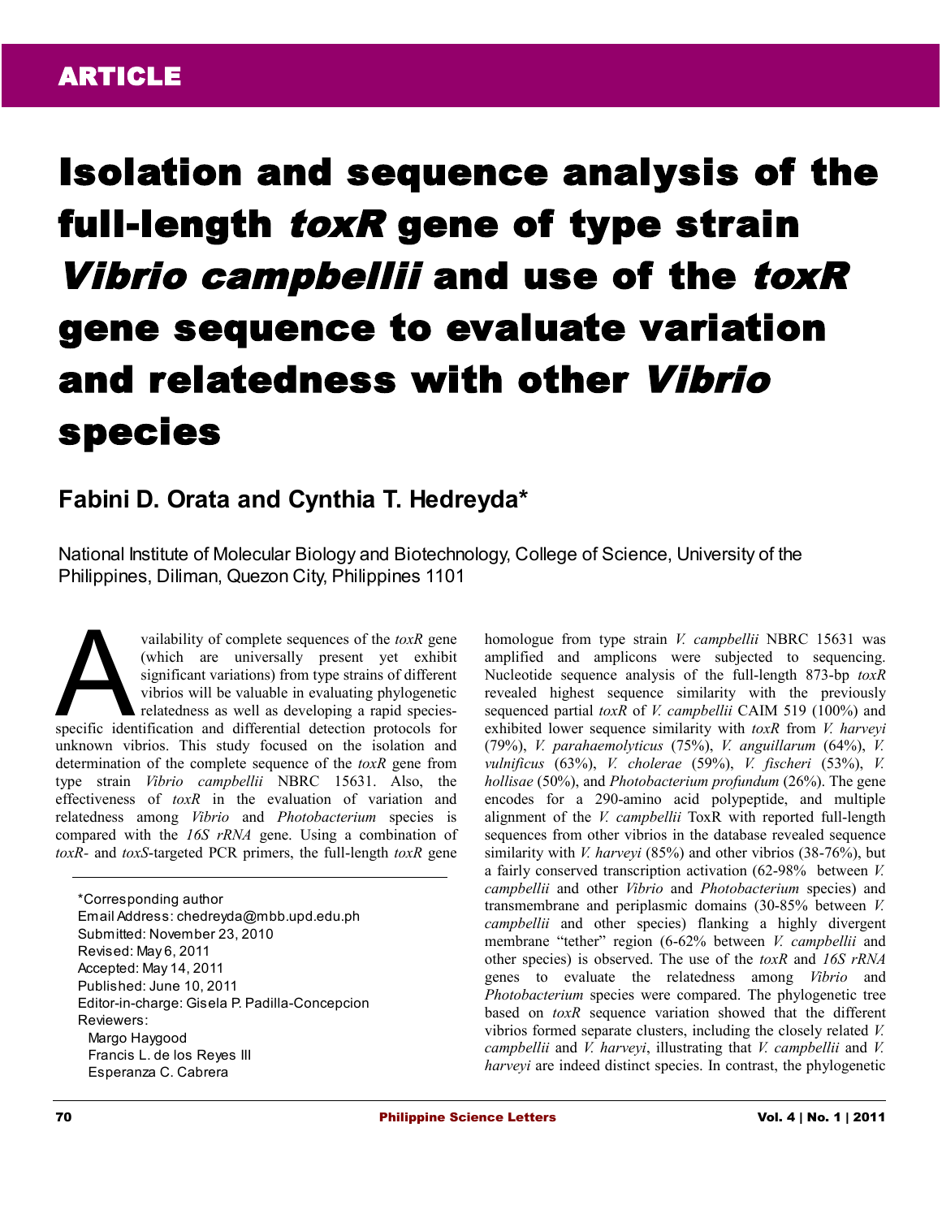ARTICLE

# Isolation and sequence analysis of the full-length *toxR* gene of type strain *Vibrio campbellii* and use of the *toxR* gene sequence to evaluate variation and relatedness with other *Vibrio* species

**Fabini D. Orata and Cynthia T. Hedreyda***

National Institute of Molecular Biology and Biotechnology, College of Science, University of the Philippines, Diliman, Quezon City, Philippines 1101

Availability of complete sequences of the *toxR* gene (which are universally present yet exhibit significant variations) from type strains of different vibrios will be valuable in evaluating phylogenetic relatedness as well as developing a rapid species-specific identification and differential detection protocols for unknown vibrios. This study focused on the isolation and determination of the complete sequence of the *toxR* gene from type strain *Vibrio campbellii* NBRC 15631. Also, the effectiveness of *toxR* in the evaluation of variation and relatedness among *Vibrio* and *Photobacterium* species is compared with the *16S rRNA* gene. Using a combination of *toxR*- and *toxS*-targeted PCR primers, the full-length *toxR* gene homologue from type strain *V. campbellii* NBRC 15631 was amplified and amplicons were subjected to sequencing. Nucleotide sequence analysis of the full-length 873-bp *toxR* revealed highest sequence similarity with the previously sequenced partial *toxR* of *V. campbellii* CAIM 519 (100%) and exhibited lower sequence similarity with *toxR* from *V. harveyi* (79%), *V. parahaemolyticus* (75%), *V. anguillarum* (64%), *V. vulnificus* (63%), *V. cholerae* (59%), *V. fischeri* (53%), *V. hollisae* (50%), and *Photobacterium profundum* (26%). The gene encodes for a 290-amino acid polypeptide, and multiple alignment of the *V. campbellii* ToxR with reported full-length sequences from other vibrios in the database revealed sequence similarity with *V. harveyi* (85%) and other vibrios (38-76%), but a fairly conserved transcription activation (62-98% between *V. campbellii* and other *Vibrio* and *Photobacterium* species) and transmembrane and periplasmic domains (30-85% between *V. campbellii* and other species) flanking a highly divergent membrane "tether" region (6-62% between *V. campbellii* and other species) is observed. The use of the *toxR* and *16S rRNA* genes to evaluate the relatedness among *Vibrio* and *Photobacterium* species were compared. The phylogenetic tree based on *toxR* sequence variation showed that the different vibrios formed separate clusters, including the closely related *V. campbellii* and *V. harveyi*, illustrating that *V. campbellii* and *V. harveyi* are indeed distinct species. In contrast, the phylogenetic

---

*Corresponding author
Email Address: chedreyda@mbb.upd.edu.ph
Submitted: November 23, 2010
Revised: May 6, 2011
Accepted: May 14, 2011
Published: June 10, 2011
Editor-in-charge: Gisela P. Padilla-Concepcion
Reviewers:
Margo Haygood
Francis L. de los Reyes III
Esperanza C. Cabrera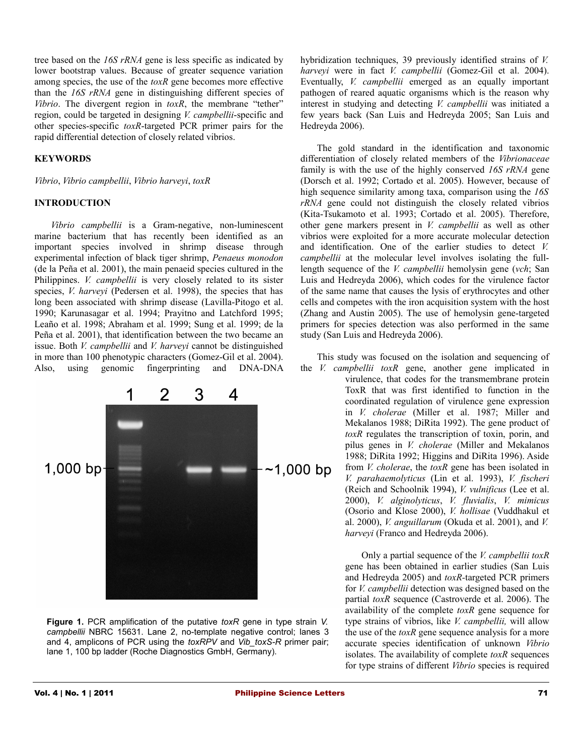tree based on the *16S rRNA* gene is less specific as indicated by lower bootstrap values. Because of greater sequence variation among species, the use of the *toxR* gene becomes more effective than the *16S rRNA* gene in distinguishing different species of *Vibrio*. The divergent region in *toxR*, the membrane "tether" region, could be targeted in designing *V. campbellii*-specific and other species-specific *toxR*-targeted PCR primer pairs for the rapid differential detection of closely related vibrios.

## KEYWORDS

*Vibrio*, *Vibrio campbellii*, *Vibrio harveyi*, *toxR*

## INTRODUCTION

*Vibrio campbellii* is a Gram-negative, non-luminescent marine bacterium that has recently been identified as an important species involved in shrimp disease through experimental infection of black tiger shrimp, *Penaeus monodon* (de la Peña et al. 2001), the main penaeid species cultured in the Philippines. *V. campbellii* is very closely related to its sister species, *V. harveyi* (Pedersen et al. 1998), the species that has long been associated with shrimp disease (Lavilla-Pitogo et al. 1990; Karunasagar et al. 1994; Prayitno and Latchford 1995; Leaño et al. 1998; Abraham et al. 1999; Sung et al. 1999; de la Peña et al. 2001), that identification between the two became an issue. Both *V. campbellii* and *V. harveyi* cannot be distinguished in more than 100 phenotypic characters (Gomez-Gil et al. 2004). Also, using genomic fingerprinting and DNA-DNA hybridization techniques, 39 previously identified strains of *V. harveyi* were in fact *V. campbellii* (Gomez-Gil et al. 2004). Eventually, *V. campbellii* emerged as an equally important pathogen of reared aquatic organisms which is the reason why interest in studying and detecting *V. campbellii* was initiated a few years back (San Luis and Hedreyda 2005; San Luis and Hedreyda 2006).

The gold standard in the identification and taxonomic differentiation of closely related members of the *Vibrionaceae* family is with the use of the highly conserved *16S rRNA* gene (Dorsch et al. 1992; Cortado et al. 2005). However, because of high sequence similarity among taxa, comparison using the *16S rRNA* gene could not distinguish the closely related vibrios (Kita-Tsukamoto et al. 1993; Cortado et al. 2005). Therefore, other gene markers present in *V. campbellii* as well as other vibrios were exploited for a more accurate molecular detection and identification. One of the earlier studies to detect *V. campbellii* at the molecular level involves isolating the full-length sequence of the *V. campbellii* hemolysin gene (*vch*; San Luis and Hedreyda 2006), which codes for the virulence factor of the same name that causes the lysis of erythrocytes and other cells and competes with the iron acquisition system with the host (Zhang and Austin 2005). The use of hemolysin gene-targeted primers for species detection was also performed in the same study (San Luis and Hedreyda 2006).

This study was focused on the isolation and sequencing of the *V. campbellii toxR* gene, another gene implicated in virulence, that codes for the transmembrane protein ToxR that was first identified to function in the coordinated regulation of virulence gene expression in *V. cholerae* (Miller et al. 1987; Miller and Mekalanos 1988; DiRita 1992). The gene product of *toxR* regulates the transcription of toxin, porin, and pilus genes in *V. cholerae* (Miller and Mekalanos 1988; DiRita 1992; Higgins and DiRita 1996). Aside from *V. cholerae*, the *toxR* gene has been isolated in *V. parahaemolyticus* (Lin et al. 1993), *V. fischeri* (Reich and Schoolnik 1994), *V. vulnificus* (Lee et al. 2000), *V. alginolyticus*, *V. fluvialis*, *V. mimicus* (Osorio and Klose 2000), *V. hollisae* (Vuddhakul et al. 2000), *V. anguillarum* (Okuda et al. 2001), and *V. harveyi* (Franco and Hedreyda 2006).

**Figure 1.** PCR amplification of the putative *toxR* gene in type strain *V. campbellii* NBRC 15631. Lane 2, no-template negative control; lanes 3 and 4, amplicons of PCR using the *toxRPV* and *Vib_toxS-R* primer pair; lane 1, 100 bp ladder (Roche Diagnostics GmbH, Germany).

Only a partial sequence of the *V. campbellii toxR* gene has been obtained in earlier studies (San Luis and Hedreyda 2005) and *toxR*-targeted PCR primers for *V. campbellii* detection was designed based on the partial *toxR* sequence (Castroverde et al. 2006). The availability of the complete *toxR* gene sequence for type strains of vibrios, like *V. campbellii,* will allow the use of the *toxR* gene sequence analysis for a more accurate species identification of unknown *Vibrio* isolates. The availability of complete *toxR* sequences for type strains of different *Vibrio* species is required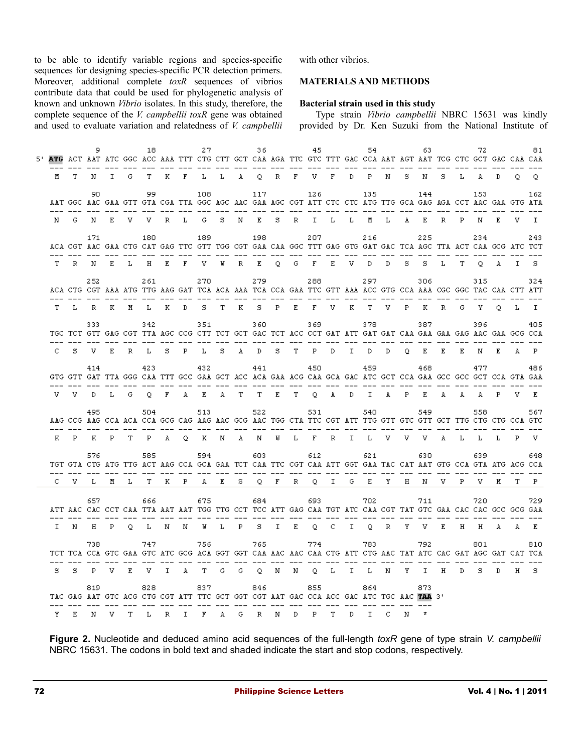to be able to identify variable regions and species-specific sequences for designing species-specific PCR detection primers. Moreover, additional complete *toxR* sequences of vibrios contribute data that could be used for phylogenetic analysis of known and unknown *Vibrio* isolates. In this study, therefore, the complete sequence of the *V. campbellii toxR* gene was obtained and used to evaluate variation and relatedness of *V. campbellii* with other vibrios.

## MATERIALS AND METHODS

### Bacterial strain used in this study

Type strain *Vibrio campbellii* NBRC 15631 was kindly provided by Dr. Ken Suzuki from the National Institute of

```
          9           18          27          36          45          54          63          72          81
5' ATG ACT AAT ATC GGC ACC AAA TTT CTG CTT GCT CAA AGA TTC GTC TTT GAC CCA AAT AGT AAT TCG CTC GCT GAC CAA CAA
    M   T   N   I   G   T   K   F   L   L   A   Q   R   F   V   F   D   P   N   S   N   S   L   A   D   Q   Q

          90          99         108         117         126         135         144         153         162
   AAT GGC AAC GAA GTT GTA CGA TTA GGC AGC AAC GAA AGC CGT ATT CTC CTC ATG TTG GCA GAG AGA CCT AAC GAA GTG ATA
    N   G   N   E   V   V   R   L   G   S   N   E   S   R   I   L   L   M   L   A   E   R   P   N   E   V   I

         171         180         189         198         207         216         225         234         243
   ACA CGT AAC GAA CTG CAT GAG TTC GTT TGG CGT GAA CAA GGC TTT GAG GTG GAT GAC TCA AGC TTA ACT CAA GCG ATC TCT
    T   R   N   E   L   H   E   F   V   W   R   E   Q   G   F   E   V   D   D   S   S   L   T   Q   A   I   S

         252         261         270         279         288         297         306         315         324
   ACA CTG CGT AAA ATG TTG AAG GAT TCA ACA AAA TCA CCA GAA TTC GTT AAA ACC GTG CCA AAA CGC GGC TAC CAA CTT ATT
    T   L   R   K   M   L   K   D   S   T   K   S   P   E   F   V   K   T   V   P   K   R   G   Y   Q   L   I

         333         342         351         360         369         378         387         396         405
   TGC TCT GTT GAG CGT TTA AGC CCG CTT TCT GCT GAC TCT ACC CCT GAT ATT GAT GAT CAA GAA GAA GAG AAC GAA GCG CCA
    C   S   V   E   R   L   S   P   L   S   A   D   S   T   P   D   I   D   D   Q   E   E   E   N   E   A   P

         414         423         432         441         450         459         468         477         486
   GTG GTT GAT TTA GGG CAA TTT GCC GAA GCT ACC ACA GAA ACG CAA GCA GAC ATC GCT CCA GAA GCC GCC GCT CCA GTA GAA
    V   V   D   L   G   Q   F   A   E   A   T   T   E   T   Q   A   D   I   A   P   E   A   A   A   P   V   E

         495         504         513         522         531         540         549         558         567
   AAG CCG AAG CCA ACA CCA GCG CAG AAG AAC GCG AAC TGG CTA TTC CGT ATT TTG GTT GTC GTT GCT TTG CTG CTG CCA GTC
    K   P   K   P   T   P   A   Q   K   N   A   N   W   L   F   R   I   L   V   V   V   A   L   L   L   P   V

         576         585         594         603         612         621         630         639         648
   TGT GTA CTG ATG TTG ACT AAG CCA GCA GAA TCT CAA TTC CGT CAA ATT GGT GAA TAC CAT AAT GTG CCA GTA ATG ACG CCA
    C   V   L   M   L   T   K   P   A   E   S   Q   F   R   Q   I   G   E   Y   H   N   V   P   V   M   T   P

         657         666         675         684         693         702         711         720         729
   ATT AAC CAC CCT CAA TTA AAT AAT TGG TTG CCT TCC ATT GAG CAA TGT ATC CAA CGT TAT GTC GAA CAC CAC GCC GCG GAA
    I   N   H   P   Q   L   N   N   W   L   P   S   I   E   Q   C   I   Q   R   Y   V   E   H   H   A   A   E

         738         747         756         765         774         783         792         801         810
   TCT TCA CCA GTC GAA GTC ATC GCG ACA GGT GGT CAA AAC AAC CAA CTG ATT CTG AAC TAT ATC CAC GAT AGC GAT CAT TCA
    S   S   P   V   E   V   I   A   T   G   G   Q   N   N   Q   L   I   L   N   Y   I   H   D   S   D   H   S

         819         828         837         846         855         864         873
   TAC GAG AAT GTC ACG CTG CGT ATT TTC GCT GGT CGT AAT GAC CCA ACC GAC ATC TGC AAC TAA 3'
    Y   E   N   V   T   L   R   I   F   A   G   R   N   D   P   T   D   I   C   N   *
```

**Figure 2.** Nucleotide and deduced amino acid sequences of the full-length *toxR* gene of type strain *V. campbellii* NBRC 15631. The codons in bold text and shaded indicate the start and stop codons, respectively.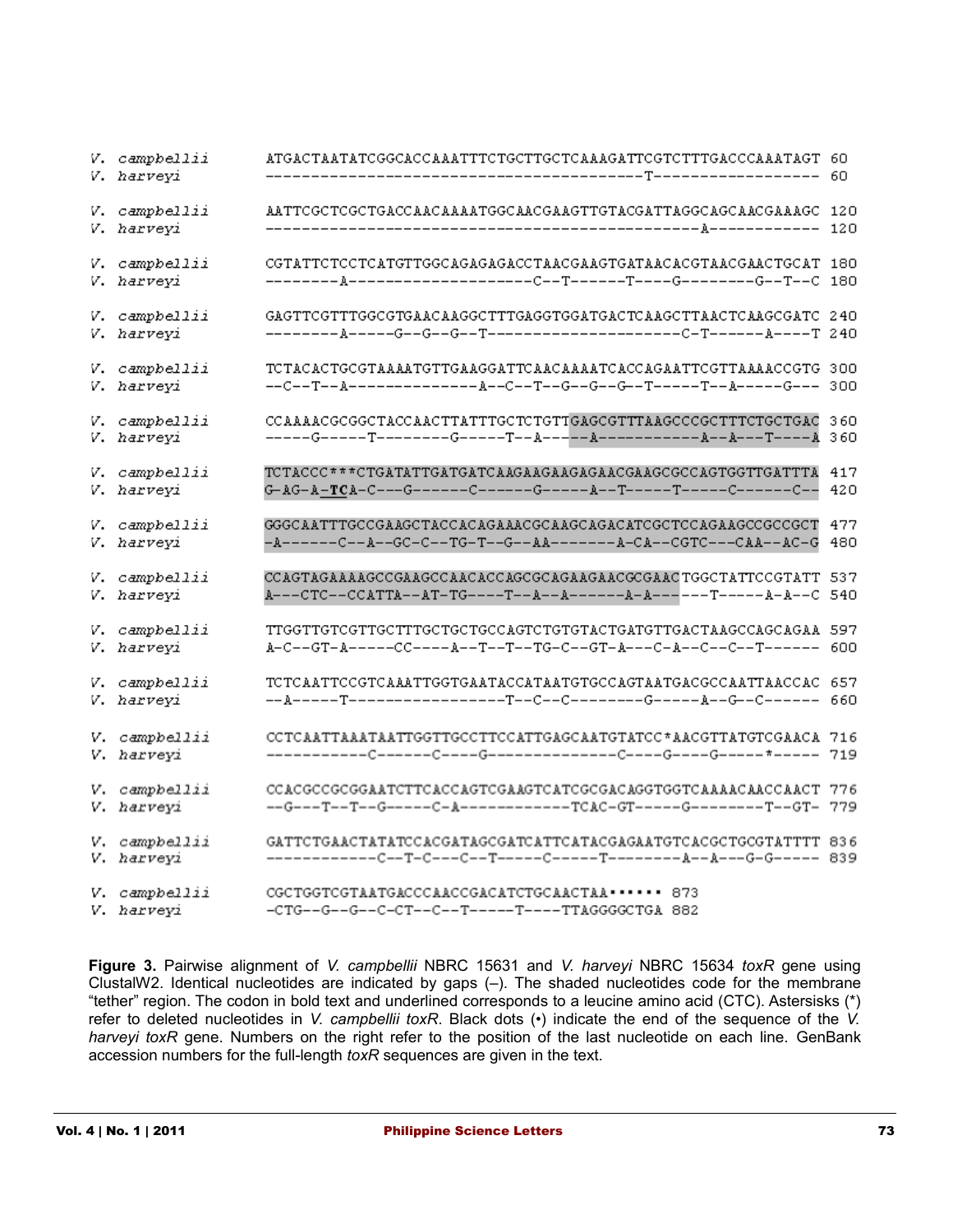```
V. campbellii     ATGACTAATATCGGCACCAAATTTCTGCTTGCTCAAAGATTCGTCTTTGACCCAAATAGT 60
V. harveyi        -----------------------------------------T------------------ 60

V. campbellii     AATTCGCTCGCTGACCAACAAAATGGCAACGAAGTTGTACGATTAGGCAGCAACGAAAGC 120
V. harveyi        -----------------------------------------------A------------ 120

V. campbellii     CGTATTCTCCTCATGTTGGCAGAGAGACCTAACGAAGTGATAACACGTAACGAACTGCAT 180
V. harveyi        --------A--------------------C--T------T----G--------G--T--C 180

V. campbellii     GAGTTCGTTTGGCGTGAACAAGGCTTTGAGGTGGATGACTCAAGCTTAACTCAAGCGATC 240
V. harveyi        --------A-----G--G--G--T---------------------C-T------A----T 240

V. campbellii     TCTACACTGCGTAAAATGTTGAAGGATTCAACAAAATCACCAGAATTCGTTAAAACCGTG 300
V. harveyi        --C--T--A--------------A--C--T--G--G--G--T-----T--A-----G--- 300

V. campbellii     CCAAAACGCGGCTACCAACTTATTTGCTCTGTTGAGCGTTTAAGCCCGCTTTCTGCTGAC 360
V. harveyi        -----G-----T--------G-----T--A-----A-----------A--A---T----A 360

V. campbellii     TCTACCC***CTGATATTGATGATCAAGAAGAAGAGAACGAAGCGCCAGTGGTTGATTTA 417
V. harveyi        G-AG-A-TCA-C---G------C------G-----A--T-----T-----C------C-- 420

V. campbellii     GGGCAATTTGCCGAAGCTACCACAGAAACGCAAGCAGACATCGCTCCAGAAGCCGCCGCT 477
V. harveyi        -A------C--A--GC-C--TG-T--G--AA-------A-CA--CGTC---CAA--AC-G 480

V. campbellii     CCAGTAGAAAAGCCGAAGCCAACACCAGCGCAGAAGAACGCGAACTGGCTATTCCGTATT 537
V. harveyi        A---CTC--CCATTA--AT-TG----T--A--A------A-A------T-----A-A--C 540

V. campbellii     TTGGTTGTCGTTGCTTTGCTGCTGCCAGTCTGTGTACTGATGTTGACTAAGCCAGCAGAA 597
V. harveyi        A-C--GT-A-----CC----A--T--T--TG-C--GT-A---C-A--C--C--T------ 600

V. campbellii     TCTCAATTCCGTCAAATTGGTGAATACCATAATGTGCCAGTAATGACGCCAATTAACCAC 657
V. harveyi        --A-----T-----------------T--C--C--------G-----A--G--C------ 660

V. campbellii     CCTCAATTAAATAATTGGTTGCCTTCCATTGAGCAATGTATCC*AACGTTATGTCGAACA 716
V. harveyi        -----------C------C----G--------------C----G----G-----*----- 719

V. campbellii     CCACGCCGCGGAATCTTCACCAGTCGAAGTCATCGCGACAGGTGGTCAAAACAACCAACT 776
V. harveyi        --G---T--T--G-----C-A------------TCAC-GT-----G--------T--GT- 779

V. campbellii     GATTCTGAACTATATCCACGATAGCGATCATTCATACGAGAATGTCACGCTGCGTATTTT 836
V. harveyi        ------------C--T-C---C--T-----C-----T--------A--A---G-G----- 839

V. campbellii     CGCTGGTCGTAATGACCCAACCGACATCTGCAACTAA•••••• 873
V. harveyi        -CTG--G--G--C-CT--C--T-----T----TTAGGGGCTGA 882
```

**Figure 3.** Pairwise alignment of *V. campbellii* NBRC 15631 and *V. harveyi* NBRC 15634 *toxR* gene using ClustalW2. Identical nucleotides are indicated by gaps (–). The shaded nucleotides code for the membrane "tether" region. The codon in bold text and underlined corresponds to a leucine amino acid (CTC). Astersisks (*) refer to deleted nucleotides in *V. campbellii toxR*. Black dots (•) indicate the end of the sequence of the *V. harveyi toxR* gene. Numbers on the right refer to the position of the last nucleotide on each line. GenBank accession numbers for the full-length *toxR* sequences are given in the text.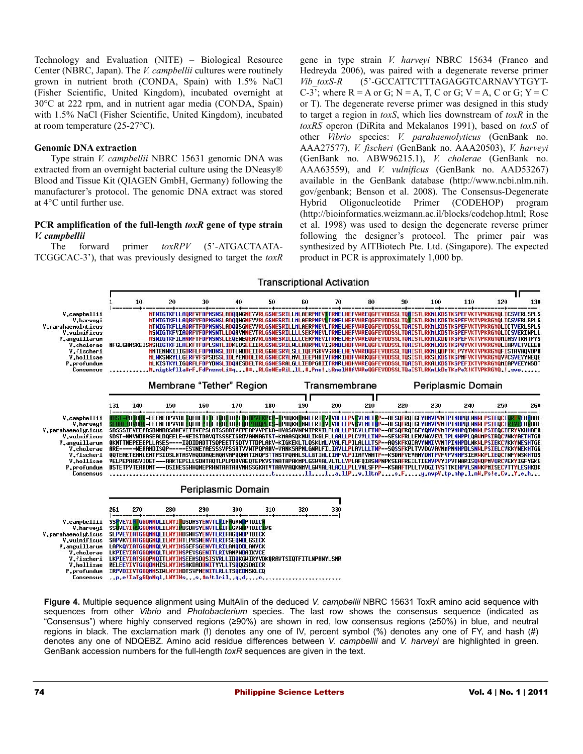Technology and Evaluation (NITE) – Biological Resource Center (NBRC, Japan). The *V. campbellii* cultures were routinely grown in nutrient broth (CONDA, Spain) with 1.5% NaCl (Fisher Scientific, United Kingdom), incubated overnight at 30°C at 222 rpm, and in nutrient agar media (CONDA, Spain) with 1.5% NaCl (Fisher Scientific, United Kingdom), incubated at room temperature (25-27°C).

### Genomic DNA extraction

Type strain *V. campbellii* NBRC 15631 genomic DNA was extracted from an overnight bacterial culture using the DNeasy® Blood and Tissue Kit (QIAGEN GmbH, Germany) following the manufacturer's protocol. The genomic DNA extract was stored at 4°C until further use.

### PCR amplification of the full-length *toxR* gene of type strain *V. campbellii*

The forward primer *toxRPV* (5'-ATGACTAATA-TCGGCAC-3'), that was previously designed to target the *toxR* gene in type strain *V. harveyi* NBRC 15634 (Franco and Hedreyda 2006), was paired with a degenerate reverse primer *Vib_toxS-R* (5'-GCCATTCTTTAGAGGTCARNAVYTGYT-C-3'; where R = A or G; N = A, T, C or G; V = A, C or G; Y = C or T). The degenerate reverse primer was designed in this study to target a region in *toxS*, which lies downstream of *toxR* in the *toxRS* operon (DiRita and Mekalanos 1991), based on *toxS* of other *Vibrio* species: *V. parahaemolyticus* (GenBank no. AAA27577), *V. fischeri* (GenBank no. AAA20503), *V. harveyi* (GenBank no. ABW96215.1), *V. cholerae* (GenBank no. AAA63559), and *V. vulnificus* (GenBank no. AAD53267) available in the GenBank database (http://www.ncbi.nlm.nih.gov/genbank; Benson et al. 2008). The Consensus-Degenerate Hybrid Oligonucleotide Primer (CODEHOP) program (http://bioinformatics.weizmann.ac.il/blocks/codehop.html; Rose et al. 1998) was used to design the degenerate reverse primer following the designer's protocol. The primer pair was synthesized by AITBiotech Pte. Ltd. (Singapore). The expected product in PCR is approximately 1,000 bp.

**Figure 4.** Multiple sequence alignment using MultAlin of the deduced *V. campbellii* NBRC 15631 ToxR amino acid sequence with sequences from other *Vibrio* and *Photobacterium* species. The last row shows the consensus sequence (indicated as "Consensus") where highly conserved regions (≥90%) are shown in red, low consensus regions (≥50%) in blue, and neutral regions in black. The exclamation mark (!) denotes any one of IV, percent symbol (%) denotes any one of FY, and hash (#) denotes any one of NDQEBZ. Amino acid residue differences between *V. campbellii* and *V. harveyi* are highlighted in green. GenBank accession numbers for the full-length *toxR* sequences are given in the text.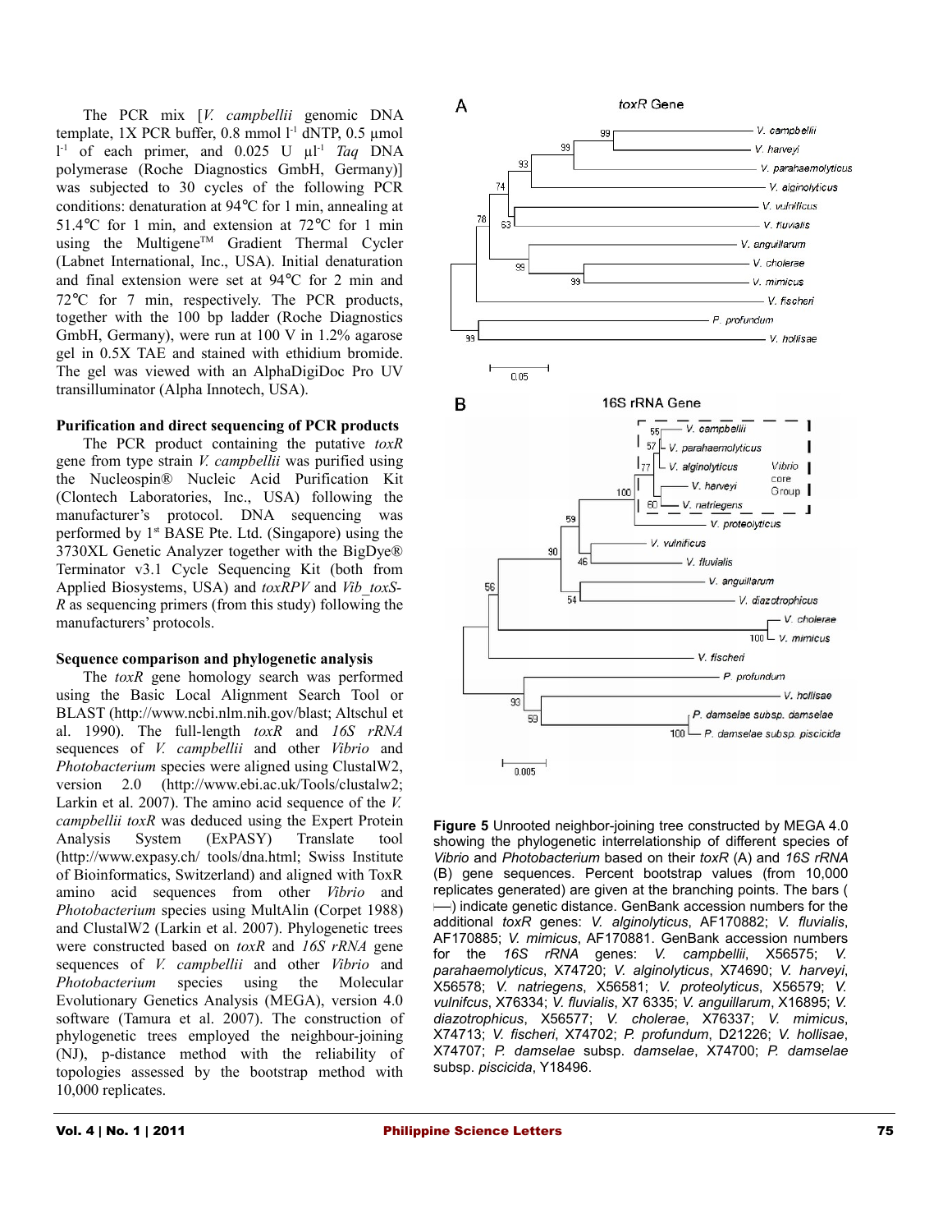The PCR mix [*V. campbellii* genomic DNA template, 1X PCR buffer, 0.8 mmol $l^{-1}$ dNTP, 0.5 µmol $l^{-1}$ of each primer, and 0.025 U $\mu l^{-1}$ *Taq* DNA polymerase (Roche Diagnostics GmbH, Germany)] was subjected to 30 cycles of the following PCR conditions: denaturation at 94°C for 1 min, annealing at 51.4°C for 1 min, and extension at 72°C for 1 min using the Multigene™ Gradient Thermal Cycler (Labnet International, Inc., USA). Initial denaturation and final extension were set at 94°C for 2 min and 72°C for 7 min, respectively. The PCR products, together with the 100 bp ladder (Roche Diagnostics GmbH, Germany), were run at 100 V in 1.2% agarose gel in 0.5X TAE and stained with ethidium bromide. The gel was viewed with an AlphaDigiDoc Pro UV transilluminator (Alpha Innotech, USA).

### Purification and direct sequencing of PCR products

The PCR product containing the putative *toxR* gene from type strain *V. campbellii* was purified using the Nucleospin® Nucleic Acid Purification Kit (Clontech Laboratories, Inc., USA) following the manufacturer's protocol. DNA sequencing was performed by 1st BASE Pte. Ltd. (Singapore) using the 3730XL Genetic Analyzer together with the BigDye® Terminator v3.1 Cycle Sequencing Kit (both from Applied Biosystems, USA) and *toxRPV* and *Vib_toxS-R* as sequencing primers (from this study) following the manufacturers' protocols.

### Sequence comparison and phylogenetic analysis

The *toxR* gene homology search was performed using the Basic Local Alignment Search Tool or BLAST (http://www.ncbi.nlm.nih.gov/blast; Altschul et al. 1990). The full-length *toxR* and *16S rRNA* sequences of *V. campbellii* and other *Vibrio* and *Photobacterium* species were aligned using ClustalW2, version 2.0 (http://www.ebi.ac.uk/Tools/clustalw2; Larkin et al. 2007). The amino acid sequence of the *V. campbellii toxR* was deduced using the Expert Protein Analysis System (ExPASY) Translate tool (http://www.expasy.ch/ tools/dna.html; Swiss Institute of Bioinformatics, Switzerland) and aligned with ToxR amino acid sequences from other *Vibrio* and *Photobacterium* species using MultAlin (Corpet 1988) and ClustalW2 (Larkin et al. 2007). Phylogenetic trees were constructed based on *toxR* and *16S rRNA* gene sequences of *V. campbellii* and other *Vibrio* and *Photobacterium* species using the Molecular Evolutionary Genetics Analysis (MEGA), version 4.0 software (Tamura et al. 2007). The construction of phylogenetic trees employed the neighbour-joining (NJ), p-distance method with the reliability of topologies assessed by the bootstrap method with 10,000 replicates.

**Figure 5** Unrooted neighbor-joining tree constructed by MEGA 4.0 showing the phylogenetic interrelationship of different species of *Vibrio* and *Photobacterium* based on their *toxR* (A) and *16S rRNA* (B) gene sequences. Percent bootstrap values (from 10,000 replicates generated) are given at the branching points. The bars (⊢) indicate genetic distance. GenBank accession numbers for the additional *toxR* genes: *V. alginolyticus*, AF170882; *V. fluvialis*, AF170885; *V. mimicus*, AF170881. GenBank accession numbers for the *16S rRNA* genes: *V. campbellii*, X56575; *V. parahaemolyticus*, X74720; *V. alginolyticus*, X74690; *V. harveyi*, X56578; *V. natriegens*, X56581; *V. proteolyticus*, X56579; *V. vulnifcus*, X76334; *V. fluvialis*, X7 6335; *V. anguillarum*, X16895; *V. diazotrophicus*, X56577; *V. cholerae*, X76337; *V. mimicus*, X74713; *V. fischeri*, X74702; *P. profundum*, D21226; *V. hollisae*, X74707; *P. damselae* subsp. *damselae*, X74700; *P. damselae* subsp. *piscicida*, Y18496.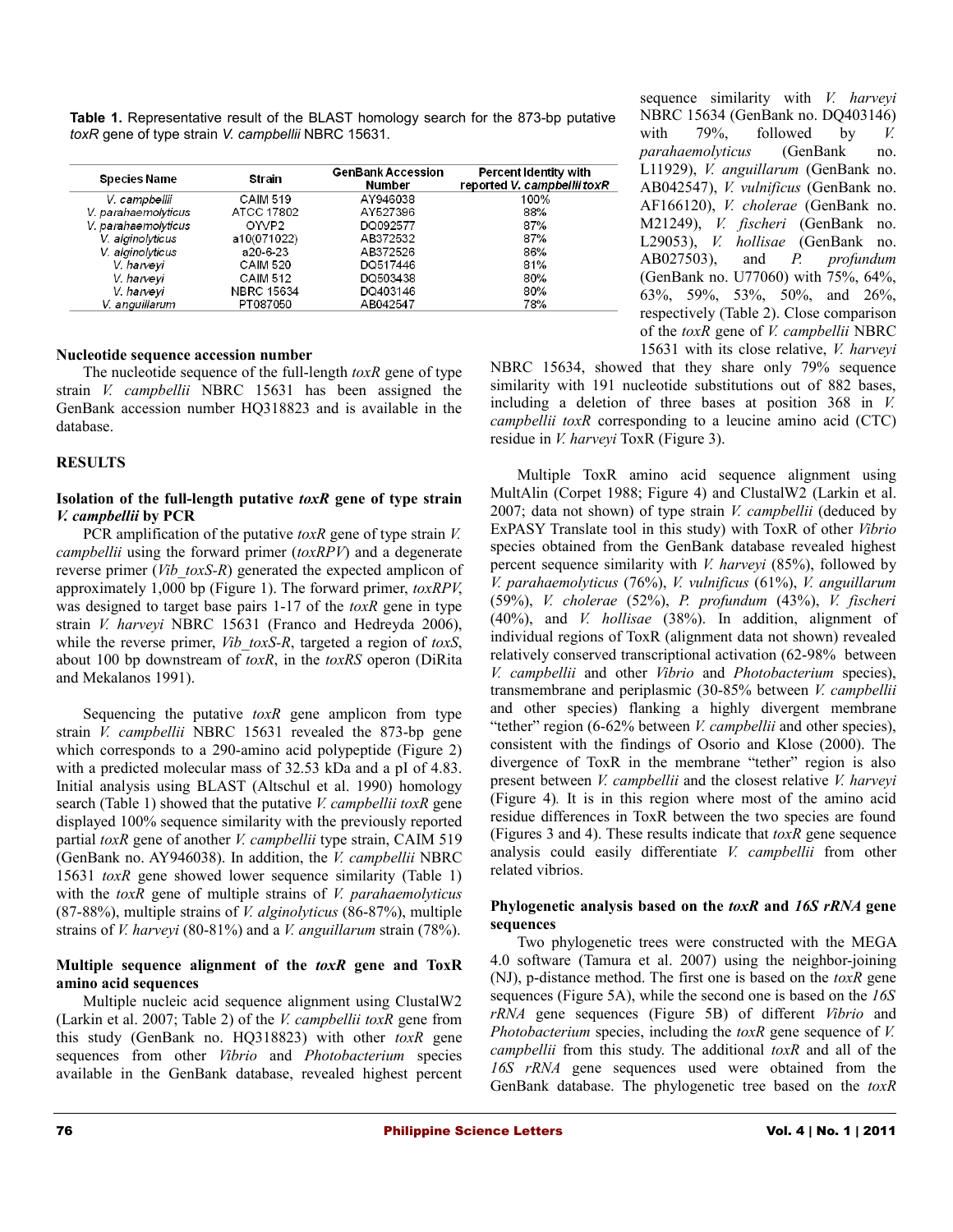**Table 1.** Representative result of the BLAST homology search for the 873-bp putative *toxR* gene of type strain *V. campbellii* NBRC 15631.

| Species Name | Strain | GenBank Accession Number | Percent Identity with reported *V. campbellii toxR* |
|---|---|---|---|
| *V. campbellii* | CAIM 519 | AY946038 | 100% |
| *V. parahaemolyticus* | ATCC 17802 | AY527396 | 88% |
| *V. parahaemolyticus* | OYVP2 | DQ092577 | 87% |
| *V. alginolyticus* | a10(071022) | AB372532 | 87% |
| *V. alginolyticus* | a20-6-23 | AB372526 | 86% |
| *V. harveyi* | CAIM 520 | DQ517446 | 81% |
| *V. harveyi* | CAIM 512 | DQ503438 | 80% |
| *V. harveyi* | NBRC 15634 | DQ403146 | 80% |
| *V. anguillarum* | PT087050 | AB042547 | 78% |

### Nucleotide sequence accession number

The nucleotide sequence of the full-length *toxR* gene of type strain *V. campbellii* NBRC 15631 has been assigned the GenBank accession number HQ318823 and is available in the database.

## RESULTS

### Isolation of the full-length putative *toxR* gene of type strain *V. campbellii* by PCR

PCR amplification of the putative *toxR* gene of type strain *V. campbellii* using the forward primer (*toxRPV*) and a degenerate reverse primer (*Vib_toxS-R*) generated the expected amplicon of approximately 1,000 bp (Figure 1). The forward primer, *toxRPV*, was designed to target base pairs 1-17 of the *toxR* gene in type strain *V. harveyi* NBRC 15631 (Franco and Hedreyda 2006), while the reverse primer, *Vib_toxS-R*, targeted a region of *toxS*, about 100 bp downstream of *toxR*, in the *toxRS* operon (DiRita and Mekalanos 1991).

Sequencing the putative *toxR* gene amplicon from type strain *V. campbellii* NBRC 15631 revealed the 873-bp gene which corresponds to a 290-amino acid polypeptide (Figure 2) with a predicted molecular mass of 32.53 kDa and a pI of 4.83. Initial analysis using BLAST (Altschul et al. 1990) homology search (Table 1) showed that the putative *V. campbellii toxR* gene displayed 100% sequence similarity with the previously reported partial *toxR* gene of another *V. campbellii* type strain, CAIM 519 (GenBank no. AY946038). In addition, the *V. campbellii* NBRC 15631 *toxR* gene showed lower sequence similarity (Table 1) with the *toxR* gene of multiple strains of *V. parahaemolyticus* (87-88%), multiple strains of *V. alginolyticus* (86-87%), multiple strains of *V. harveyi* (80-81%) and a *V. anguillarum* strain (78%).

### Multiple sequence alignment of the *toxR* gene and ToxR amino acid sequences

Multiple nucleic acid sequence alignment using ClustalW2 (Larkin et al. 2007; Table 2) of the *V. campbellii toxR* gene from this study (GenBank no. HQ318823) with other *toxR* gene sequences from other *Vibrio* and *Photobacterium* species available in the GenBank database, revealed highest percent sequence similarity with *V. harveyi* NBRC 15634 (GenBank no. DQ403146) with 79%, followed by *V. parahaemolyticus* (GenBank no. L11929), *V. anguillarum* (GenBank no. AB042547), *V. vulnificus* (GenBank no. AF166120), *V. cholerae* (GenBank no. M21249), *V. fischeri* (GenBank no. L29053), *V. hollisae* (GenBank no. AB027503), and *P. profundum* (GenBank no. U77060) with 75%, 64%, 63%, 59%, 53%, 50%, and 26%, respectively (Table 2). Close comparison of the *toxR* gene of *V. campbellii* NBRC 15631 with its close relative, *V. harveyi* NBRC 15634, showed that they share only 79% sequence similarity with 191 nucleotide substitutions out of 882 bases, including a deletion of three bases at position 368 in *V. campbellii toxR* corresponding to a leucine amino acid (CTC) residue in *V. harveyi* ToxR (Figure 3).

Multiple ToxR amino acid sequence alignment using MultAlin (Corpet 1988; Figure 4) and ClustalW2 (Larkin et al. 2007; data not shown) of type strain *V. campbellii* (deduced by ExPASY Translate tool in this study) with ToxR of other *Vibrio* species obtained from the GenBank database revealed highest percent sequence similarity with *V. harveyi* (85%), followed by *V. parahaemolyticus* (76%), *V. vulnificus* (61%), *V. anguillarum* (59%), *V. cholerae* (52%), *P. profundum* (43%), *V. fischeri* (40%), and *V. hollisae* (38%). In addition, alignment of individual regions of ToxR (alignment data not shown) revealed relatively conserved transcriptional activation (62-98% between *V. campbellii* and other *Vibrio* and *Photobacterium* species), transmembrane and periplasmic (30-85% between *V. campbellii* and other species) flanking a highly divergent membrane "tether" region (6-62% between *V. campbellii* and other species), consistent with the findings of Osorio and Klose (2000). The divergence of ToxR in the membrane "tether" region is also present between *V. campbellii* and the closest relative *V. harveyi* (Figure 4). It is in this region where most of the amino acid residue differences in ToxR between the two species are found (Figures 3 and 4). These results indicate that *toxR* gene sequence analysis could easily differentiate *V. campbellii* from other related vibrios.

### Phylogenetic analysis based on the *toxR* and *16S rRNA* gene sequences

Two phylogenetic trees were constructed with the MEGA 4.0 software (Tamura et al. 2007) using the neighbor-joining (NJ), p-distance method. The first one is based on the *toxR* gene sequences (Figure 5A), while the second one is based on the *16S rRNA* gene sequences (Figure 5B) of different *Vibrio* and *Photobacterium* species, including the *toxR* gene sequence of *V. campbellii* from this study. The additional *toxR* and all of the *16S rRNA* gene sequences used were obtained from the GenBank database. The phylogenetic tree based on the *toxR*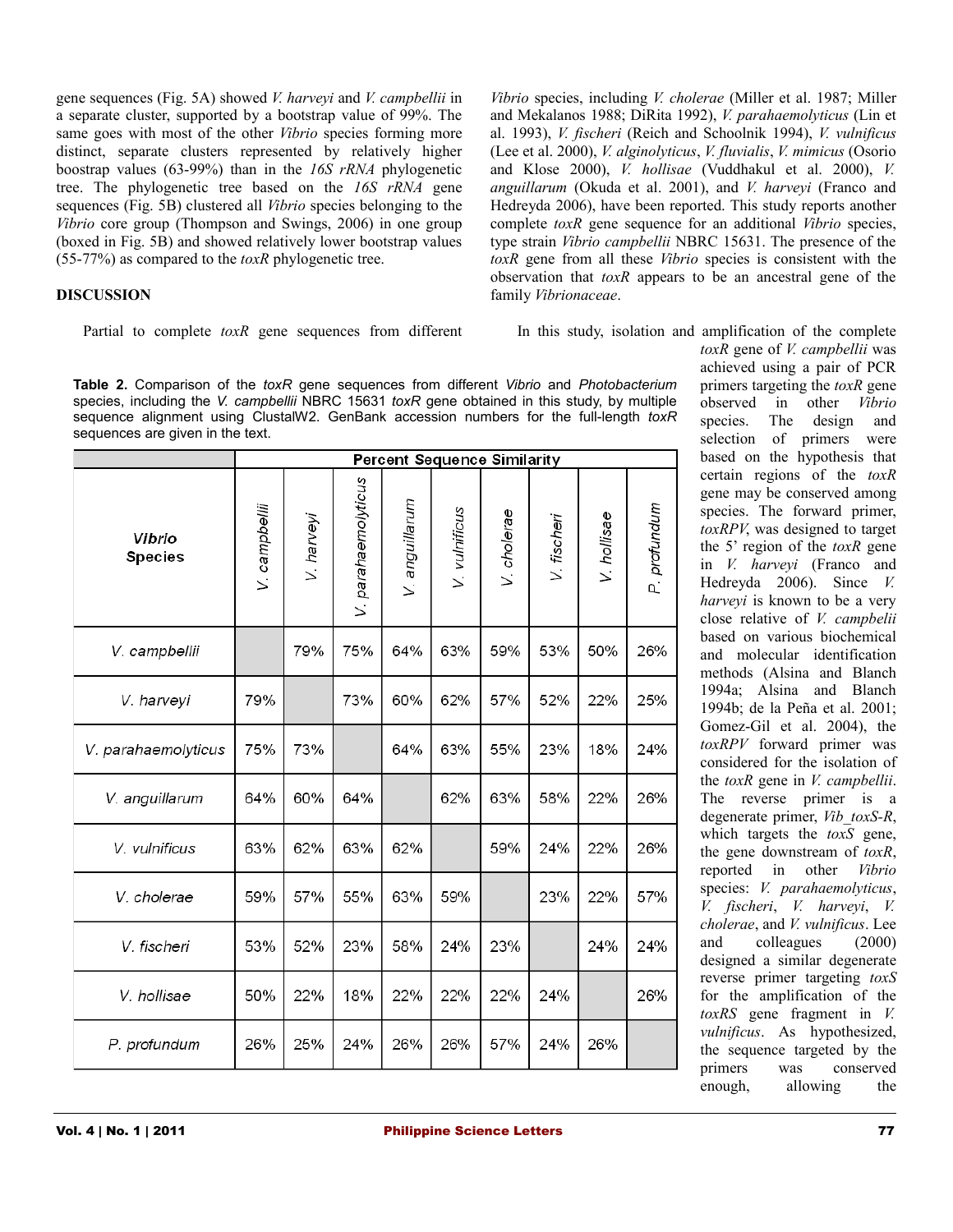gene sequences (Fig. 5A) showed *V. harveyi* and *V. campbellii* in a separate cluster, supported by a bootstrap value of 99%. The same goes with most of the other *Vibrio* species forming more distinct, separate clusters represented by relatively higher boostrap values (63-99%) than in the *16S rRNA* phylogenetic tree. The phylogenetic tree based on the *16S rRNA* gene sequences (Fig. 5B) clustered all *Vibrio* species belonging to the *Vibrio* core group (Thompson and Swings, 2006) in one group (boxed in Fig. 5B) and showed relatively lower bootstrap values (55-77%) as compared to the *toxR* phylogenetic tree.

## DISCUSSION

Partial to complete *toxR* gene sequences from different *Vibrio* species, including *V. cholerae* (Miller et al. 1987; Miller and Mekalanos 1988; DiRita 1992), *V. parahaemolyticus* (Lin et al. 1993), *V. fischeri* (Reich and Schoolnik 1994), *V. vulnificus* (Lee et al. 2000), *V. alginolyticus*, *V. fluvialis*, *V. mimicus* (Osorio and Klose 2000), *V. hollisae* (Vuddhakul et al. 2000), *V. anguillarum* (Okuda et al. 2001), and *V. harveyi* (Franco and Hedreyda 2006), have been reported. This study reports another complete *toxR* gene sequence for an additional *Vibrio* species, type strain *Vibrio campbellii* NBRC 15631. The presence of the *toxR* gene from all these *Vibrio* species is consistent with the observation that *toxR* appears to be an ancestral gene of the family *Vibrionaceae*.

**Table 2.** Comparison of the *toxR* gene sequences from different *Vibrio* and *Photobacterium* species, including the *V. campbellii* NBRC 15631 *toxR* gene obtained in this study, by multiple sequence alignment using ClustalW2. GenBank accession numbers for the full-length *toxR* sequences are given in the text.

| Vibrio Species | Percent Sequence Similarity | | | | | | | | |
|---|---|---|---|---|---|---|---|---|---|
| | *V. campbellii* | *V. harveyi* | *V. parahaemolyticus* | *V. anguillarum* | *V. vulnificus* | *V. cholerae* | *V. fischeri* | *V. hollisae* | *P. profundum* |
| *V. campbellii* | | 79% | 75% | 64% | 63% | 59% | 53% | 50% | 26% |
| *V. harveyi* | 79% | | 73% | 60% | 62% | 57% | 52% | 22% | 25% |
| *V. parahaemolyticus* | 75% | 73% | | 64% | 63% | 55% | 23% | 18% | 24% |
| *V. anguillarum* | 64% | 60% | 64% | | 62% | 63% | 58% | 22% | 26% |
| *V. vulnificus* | 63% | 62% | 63% | 62% | | 59% | 24% | 22% | 26% |
| *V. cholerae* | 59% | 57% | 55% | 63% | 59% | | 23% | 22% | 57% |
| *V. fischeri* | 53% | 52% | 23% | 58% | 24% | 23% | | 24% | 24% |
| *V. hollisae* | 50% | 22% | 18% | 22% | 22% | 22% | 24% | | 26% |
| *P. profundum* | 26% | 25% | 24% | 26% | 26% | 57% | 24% | 26% | |

In this study, isolation and amplification of the complete *toxR* gene of *V. campbellii* was achieved using a pair of PCR primers targeting the *toxR* gene observed in other *Vibrio* species. The design and selection of primers were based on the hypothesis that certain regions of the *toxR* gene may be conserved among species. The forward primer, *toxRPV*, was designed to target the 5' region of the *toxR* gene in *V. harveyi* (Franco and Hedreyda 2006). Since *V. harveyi* is known to be a very close relative of *V. campbelii* based on various biochemical and molecular identification methods (Alsina and Blanch 1994a; Alsina and Blanch 1994b; de la Peña et al. 2001; Gomez-Gil et al. 2004), the *toxRPV* forward primer was considered for the isolation of the *toxR* gene in *V. campbellii*. The reverse primer is a degenerate primer, *Vib_toxS-R*, which targets the *toxS* gene, the gene downstream of *toxR*, reported in other *Vibrio* species: *V. parahaemolyticus*, *V. fischeri*, *V. harveyi*, *V. cholerae*, and *V. vulnificus*. Lee and colleagues (2000) designed a similar degenerate reverse primer targeting *toxS* for the amplification of the *toxRS* gene fragment in *V. vulnificus*. As hypothesized, the sequence targeted by the primers was conserved enough, allowing the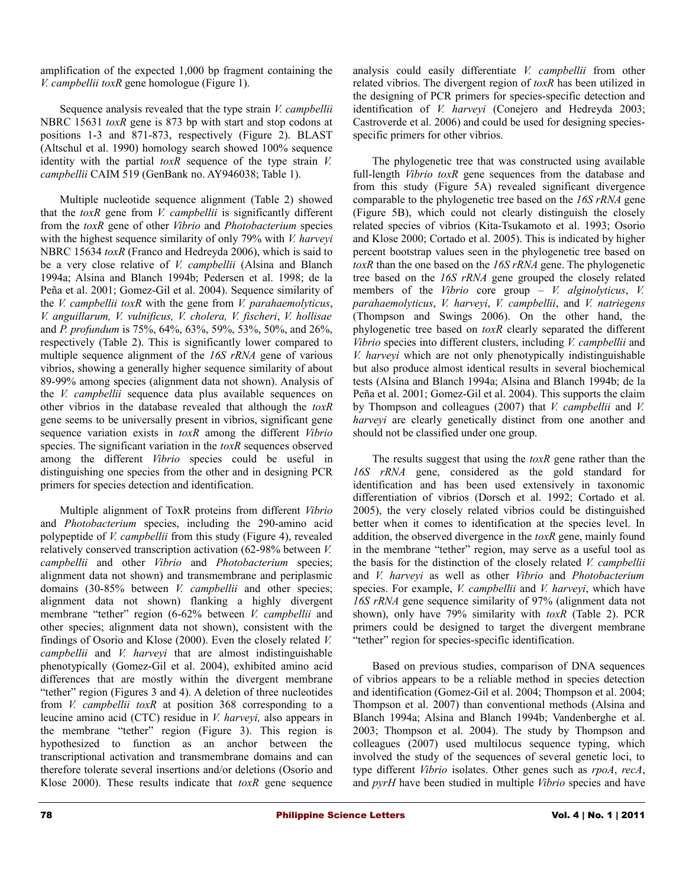amplification of the expected 1,000 bp fragment containing the *V. campbellii toxR* gene homologue (Figure 1).

Sequence analysis revealed that the type strain *V. campbellii* NBRC 15631 *toxR* gene is 873 bp with start and stop codons at positions 1-3 and 871-873, respectively (Figure 2). BLAST (Altschul et al. 1990) homology search showed 100% sequence identity with the partial *toxR* sequence of the type strain *V. campbellii* CAIM 519 (GenBank no. AY946038; Table 1).

Multiple nucleotide sequence alignment (Table 2) showed that the *toxR* gene from *V. campbellii* is significantly different from the *toxR* gene of other *Vibrio* and *Photobacterium* species with the highest sequence similarity of only 79% with *V. harveyi* NBRC 15634 *toxR* (Franco and Hedreyda 2006), which is said to be a very close relative of *V. campbellii* (Alsina and Blanch 1994a; Alsina and Blanch 1994b; Pedersen et al. 1998; de la Peña et al. 2001; Gomez-Gil et al. 2004). Sequence similarity of the *V. campbellii toxR* with the gene from *V. parahaemolyticus*, *V. anguillarum, V. vulnificus, V. cholera, V. fischeri*, *V. hollisae* and *P. profundum* is 75%, 64%, 63%, 59%, 53%, 50%, and 26%, respectively (Table 2). This is significantly lower compared to multiple sequence alignment of the *16S rRNA* gene of various vibrios, showing a generally higher sequence similarity of about 89-99% among species (alignment data not shown). Analysis of the *V. campbellii* sequence data plus available sequences on other vibrios in the database revealed that although the *toxR* gene seems to be universally present in vibrios, significant gene sequence variation exists in *toxR* among the different *Vibrio* species. The significant variation in the *toxR* sequences observed among the different *Vibrio* species could be useful in distinguishing one species from the other and in designing PCR primers for species detection and identification.

Multiple alignment of ToxR proteins from different *Vibrio* and *Photobacterium* species, including the 290-amino acid polypeptide of *V. campbellii* from this study (Figure 4), revealed relatively conserved transcription activation (62-98% between *V. campbellii* and other *Vibrio* and *Photobacterium* species; alignment data not shown) and transmembrane and periplasmic domains (30-85% between *V. campbellii* and other species; alignment data not shown) flanking a highly divergent membrane "tether" region (6-62% between *V. campbellii* and other species; alignment data not shown), consistent with the findings of Osorio and Klose (2000). Even the closely related *V. campbellii* and *V. harveyi* that are almost indistinguishable phenotypically (Gomez-Gil et al. 2004), exhibited amino acid differences that are mostly within the divergent membrane "tether" region (Figures 3 and 4). A deletion of three nucleotides from *V. campbellii toxR* at position 368 corresponding to a leucine amino acid (CTC) residue in *V. harveyi,* also appears in the membrane "tether" region (Figure 3). This region is hypothesized to function as an anchor between the transcriptional activation and transmembrane domains and can therefore tolerate several insertions and/or deletions (Osorio and Klose 2000). These results indicate that *toxR* gene sequence analysis could easily differentiate *V. campbellii* from other related vibrios. The divergent region of *toxR* has been utilized in the designing of PCR primers for species-specific detection and identification of *V. harveyi* (Conejero and Hedreyda 2003; Castroverde et al. 2006) and could be used for designing species-specific primers for other vibrios.

The phylogenetic tree that was constructed using available full-length *Vibrio toxR* gene sequences from the database and from this study (Figure 5A) revealed significant divergence comparable to the phylogenetic tree based on the *16S rRNA* gene (Figure 5B), which could not clearly distinguish the closely related species of vibrios (Kita-Tsukamoto et al. 1993; Osorio and Klose 2000; Cortado et al. 2005). This is indicated by higher percent bootstrap values seen in the phylogenetic tree based on *toxR* than the one based on the *16S rRNA* gene. The phylogenetic tree based on the *16S rRNA* gene grouped the closely related members of the *Vibrio* core group – *V. alginolyticus*, *V. parahaemolyticus*, *V. harveyi*, *V. campbellii*, and *V. natriegens* (Thompson and Swings 2006). On the other hand, the phylogenetic tree based on *toxR* clearly separated the different *Vibrio* species into different clusters, including *V. campbellii* and *V. harveyi* which are not only phenotypically indistinguishable but also produce almost identical results in several biochemical tests (Alsina and Blanch 1994a; Alsina and Blanch 1994b; de la Peña et al. 2001; Gomez-Gil et al. 2004). This supports the claim by Thompson and colleagues (2007) that *V. campbellii* and *V. harveyi* are clearly genetically distinct from one another and should not be classified under one group.

The results suggest that using the *toxR* gene rather than the *16S rRNA* gene, considered as the gold standard for identification and has been used extensively in taxonomic differentiation of vibrios (Dorsch et al. 1992; Cortado et al. 2005), the very closely related vibrios could be distinguished better when it comes to identification at the species level. In addition, the observed divergence in the *toxR* gene, mainly found in the membrane "tether" region, may serve as a useful tool as the basis for the distinction of the closely related *V. campbellii* and *V. harveyi* as well as other *Vibrio* and *Photobacterium* species. For example, *V. campbellii* and *V. harveyi*, which have *16S rRNA* gene sequence similarity of 97% (alignment data not shown), only have 79% similarity with *toxR* (Table 2). PCR primers could be designed to target the divergent membrane "tether" region for species-specific identification.

Based on previous studies, comparison of DNA sequences of vibrios appears to be a reliable method in species detection and identification (Gomez-Gil et al. 2004; Thompson et al. 2004; Thompson et al. 2007) than conventional methods (Alsina and Blanch 1994a; Alsina and Blanch 1994b; Vandenberghe et al. 2003; Thompson et al. 2004). The study by Thompson and colleagues (2007) used multilocus sequence typing, which involved the study of the sequences of several genetic loci, to type different *Vibrio* isolates. Other genes such as *rpoA*, *recA*, and *pyrH* have been studied in multiple *Vibrio* species and have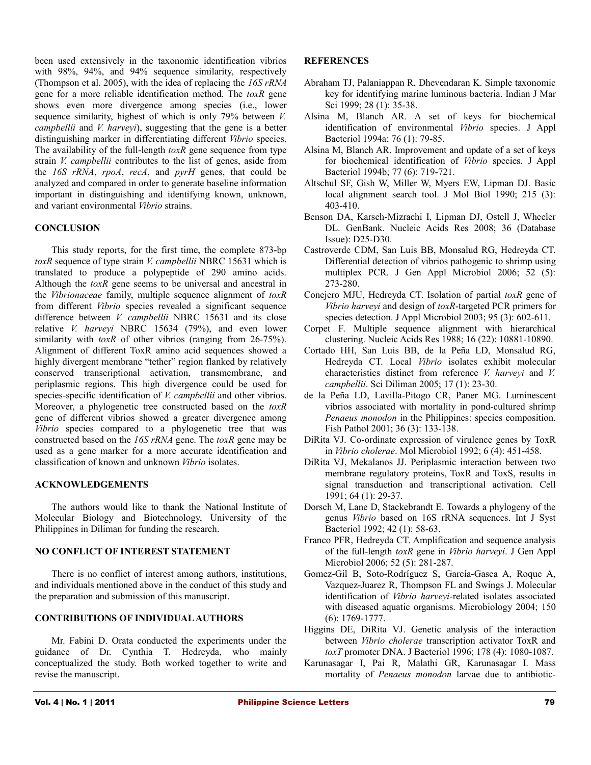been used extensively in the taxonomic identification vibrios with 98%, 94%, and 94% sequence similarity, respectively (Thompson et al. 2005), with the idea of replacing the *16S rRNA* gene for a more reliable identification method. The *toxR* gene shows even more divergence among species (i.e., lower sequence similarity, highest of which is only 79% between *V. campbellii* and *V. harveyi*), suggesting that the gene is a better distinguishing marker in differentiating different *Vibrio* species. The availability of the full-length *toxR* gene sequence from type strain *V. campbellii* contributes to the list of genes, aside from the *16S rRNA*, *rpoA*, *recA*, and *pyrH* genes, that could be analyzed and compared in order to generate baseline information important in distinguishing and identifying known, unknown, and variant environmental *Vibrio* strains.

## CONCLUSION

This study reports, for the first time, the complete 873-bp *toxR* sequence of type strain *V. campbellii* NBRC 15631 which is translated to produce a polypeptide of 290 amino acids. Although the *toxR* gene seems to be universal and ancestral in the *Vibrionaceae* family, multiple sequence alignment of *toxR* from different *Vibrio* species revealed a significant sequence difference between *V. campbellii* NBRC 15631 and its close relative *V. harveyi* NBRC 15634 (79%), and even lower similarity with *toxR* of other vibrios (ranging from 26-75%). Alignment of different ToxR amino acid sequences showed a highly divergent membrane "tether" region flanked by relatively conserved transcriptional activation, transmembrane, and periplasmic regions. This high divergence could be used for species-specific identification of *V. campbellii* and other vibrios. Moreover, a phylogenetic tree constructed based on the *toxR* gene of different vibrios showed a greater divergence among *Vibrio* species compared to a phylogenetic tree that was constructed based on the *16S rRNA* gene. The *toxR* gene may be used as a gene marker for a more accurate identification and classification of known and unknown *Vibrio* isolates.

## ACKNOWLEDGEMENTS

The authors would like to thank the National Institute of Molecular Biology and Biotechnology, University of the Philippines in Diliman for funding the research.

## NO CONFLICT OF INTEREST STATEMENT

There is no conflict of interest among authors, institutions, and individuals mentioned above in the conduct of this study and the preparation and submission of this manuscript.

## CONTRIBUTIONS OF INDIVIDUAL AUTHORS

Mr. Fabini D. Orata conducted the experiments under the guidance of Dr. Cynthia T. Hedreyda, who mainly conceptualized the study. Both worked together to write and revise the manuscript.

## REFERENCES

Abraham TJ, Palaniappan R, Dhevendaran K. Simple taxonomic key for identifying marine luminous bacteria. Indian J Mar Sci 1999; 28 (1): 35-38.

Alsina M, Blanch AR. A set of keys for biochemical identification of environmental *Vibrio* species. J Appl Bacteriol 1994a; 76 (1): 79-85.

Alsina M, Blanch AR. Improvement and update of a set of keys for biochemical identification of *Vibrio* species. J Appl Bacteriol 1994b; 77 (6): 719-721.

Altschul SF, Gish W, Miller W, Myers EW, Lipman DJ. Basic local alignment search tool. J Mol Biol 1990; 215 (3): 403-410.

Benson DA, Karsch-Mizrachi I, Lipman DJ, Ostell J, Wheeler DL. GenBank. Nucleic Acids Res 2008; 36 (Database Issue): D25-D30.

Castroverde CDM, San Luis BB, Monsalud RG, Hedreyda CT. Differential detection of vibrios pathogenic to shrimp using multiplex PCR. J Gen Appl Microbiol 2006; 52 (5): 273-280.

Conejero MJU, Hedreyda CT. Isolation of partial *toxR* gene of *Vibrio harveyi* and design of *toxR*-targeted PCR primers for species detection. J Appl Microbiol 2003; 95 (3): 602-611.

Corpet F. Multiple sequence alignment with hierarchical clustering. Nucleic Acids Res 1988; 16 (22): 10881-10890.

Cortado HH, San Luis BB, de la Peña LD, Monsalud RG, Hedreyda CT. Local *Vibrio* isolates exhibit molecular characteristics distinct from reference *V. harveyi* and *V. campbellii*. Sci Diliman 2005; 17 (1): 23-30.

de la Peña LD, Lavilla-Pitogo CR, Paner MG. Luminescent vibrios associated with mortality in pond-cultured shrimp *Penaeus monodon* in the Philippines: species composition. Fish Pathol 2001; 36 (3): 133-138.

DiRita VJ. Co-ordinate expression of virulence genes by ToxR in *Vibrio cholerae*. Mol Microbiol 1992; 6 (4): 451-458.

DiRita VJ, Mekalanos JJ. Periplasmic interaction between two membrane regulatory proteins, ToxR and ToxS, results in signal transduction and transcriptional activation. Cell 1991; 64 (1): 29-37.

Dorsch M, Lane D, Stackebrandt E. Towards a phylogeny of the genus *Vibrio* based on 16S rRNA sequences. Int J Syst Bacteriol 1992; 42 (1): 58-63.

Franco PFR, Hedreyda CT. Amplification and sequence analysis of the full-length *toxR* gene in *Vibrio harveyi*. J Gen Appl Microbiol 2006; 52 (5): 281-287.

Gomez-Gil B, Soto-Rodríguez S, García-Gasca A, Roque A, Vazquez-Juarez R, Thompson FL and Swings J. Molecular identification of *Vibrio harveyi*-related isolates associated with diseased aquatic organisms. Microbiology 2004; 150 (6): 1769-1777.

Higgins DE, DiRita VJ. Genetic analysis of the interaction between *Vibrio cholerae* transcription activator ToxR and *toxT* promoter DNA. J Bacteriol 1996; 178 (4): 1080-1087.

Karunasagar I, Pai R, Malathi GR, Karunasagar I. Mass mortality of *Penaeus monodon* larvae due to antibiotic-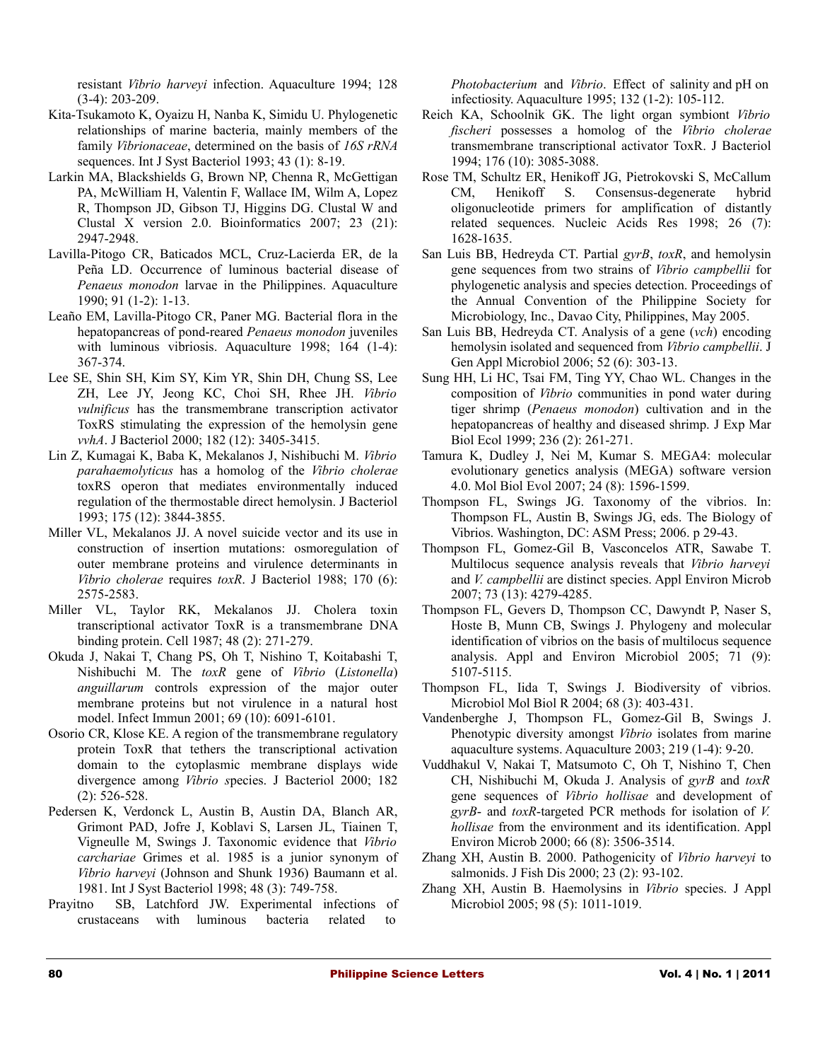resistant *Vibrio harveyi* infection. Aquaculture 1994; 128 (3-4): 203-209.

Kita-Tsukamoto K, Oyaizu H, Nanba K, Simidu U. Phylogenetic relationships of marine bacteria, mainly members of the family *Vibrionaceae*, determined on the basis of *16S rRNA* sequences. Int J Syst Bacteriol 1993; 43 (1): 8-19.

Larkin MA, Blackshields G, Brown NP, Chenna R, McGettigan PA, McWilliam H, Valentin F, Wallace IM, Wilm A, Lopez R, Thompson JD, Gibson TJ, Higgins DG. Clustal W and Clustal X version 2.0. Bioinformatics 2007; 23 (21): 2947-2948.

Lavilla-Pitogo CR, Baticados MCL, Cruz-Lacierda ER, de la Peña LD. Occurrence of luminous bacterial disease of *Penaeus monodon* larvae in the Philippines. Aquaculture 1990; 91 (1-2): 1-13.

Leaño EM, Lavilla-Pitogo CR, Paner MG. Bacterial flora in the hepatopancreas of pond-reared *Penaeus monodon* juveniles with luminous vibriosis. Aquaculture 1998; 164 (1-4): 367-374.

Lee SE, Shin SH, Kim SY, Kim YR, Shin DH, Chung SS, Lee ZH, Lee JY, Jeong KC, Choi SH, Rhee JH. *Vibrio vulnificus* has the transmembrane transcription activator ToxRS stimulating the expression of the hemolysin gene *vvhA*. J Bacteriol 2000; 182 (12): 3405-3415.

Lin Z, Kumagai K, Baba K, Mekalanos J, Nishibuchi M. *Vibrio parahaemolyticus* has a homolog of the *Vibrio cholerae* toxRS operon that mediates environmentally induced regulation of the thermostable direct hemolysin. J Bacteriol 1993; 175 (12): 3844-3855.

Miller VL, Mekalanos JJ. A novel suicide vector and its use in construction of insertion mutations: osmoregulation of outer membrane proteins and virulence determinants in *Vibrio cholerae* requires *toxR*. J Bacteriol 1988; 170 (6): 2575-2583.

Miller VL, Taylor RK, Mekalanos JJ. Cholera toxin transcriptional activator ToxR is a transmembrane DNA binding protein. Cell 1987; 48 (2): 271-279.

Okuda J, Nakai T, Chang PS, Oh T, Nishino T, Koitabashi T, Nishibuchi M. The *toxR* gene of *Vibrio* (*Listonella*) *anguillarum* controls expression of the major outer membrane proteins but not virulence in a natural host model. Infect Immun 2001; 69 (10): 6091-6101.

Osorio CR, Klose KE. A region of the transmembrane regulatory protein ToxR that tethers the transcriptional activation domain to the cytoplasmic membrane displays wide divergence among *Vibrio s*pecies. J Bacteriol 2000; 182 (2): 526-528.

Pedersen K, Verdonck L, Austin B, Austin DA, Blanch AR, Grimont PAD, Jofre J, Koblavi S, Larsen JL, Tiainen T, Vigneulle M, Swings J. Taxonomic evidence that *Vibrio carchariae* Grimes et al. 1985 is a junior synonym of *Vibrio harveyi* (Johnson and Shunk 1936) Baumann et al. 1981. Int J Syst Bacteriol 1998; 48 (3): 749-758.

Prayitno SB, Latchford JW. Experimental infections of crustaceans with luminous bacteria related to *Photobacterium* and *Vibrio*. Effect of salinity and pH on infectiosity. Aquaculture 1995; 132 (1-2): 105-112.

Reich KA, Schoolnik GK. The light organ symbiont *Vibrio fischeri* possesses a homolog of the *Vibrio cholerae* transmembrane transcriptional activator ToxR. J Bacteriol 1994; 176 (10): 3085-3088.

Rose TM, Schultz ER, Henikoff JG, Pietrokovski S, McCallum CM, Henikoff S. Consensus-degenerate hybrid oligonucleotide primers for amplification of distantly related sequences. Nucleic Acids Res 1998; 26 (7): 1628-1635.

San Luis BB, Hedreyda CT. Partial *gyrB*, *toxR*, and hemolysin gene sequences from two strains of *Vibrio campbellii* for phylogenetic analysis and species detection. Proceedings of the Annual Convention of the Philippine Society for Microbiology, Inc., Davao City, Philippines, May 2005.

San Luis BB, Hedreyda CT. Analysis of a gene (*vch*) encoding hemolysin isolated and sequenced from *Vibrio campbellii*. J Gen Appl Microbiol 2006; 52 (6): 303-13.

Sung HH, Li HC, Tsai FM, Ting YY, Chao WL. Changes in the composition of *Vibrio* communities in pond water during tiger shrimp (*Penaeus monodon*) cultivation and in the hepatopancreas of healthy and diseased shrimp. J Exp Mar Biol Ecol 1999; 236 (2): 261-271.

Tamura K, Dudley J, Nei M, Kumar S. MEGA4: molecular evolutionary genetics analysis (MEGA) software version 4.0. Mol Biol Evol 2007; 24 (8): 1596-1599.

Thompson FL, Swings JG. Taxonomy of the vibrios. In: Thompson FL, Austin B, Swings JG, eds. The Biology of Vibrios. Washington, DC: ASM Press; 2006. p 29-43.

Thompson FL, Gomez-Gil B, Vasconcelos ATR, Sawabe T. Multilocus sequence analysis reveals that *Vibrio harveyi* and *V. campbellii* are distinct species. Appl Environ Microb 2007; 73 (13): 4279-4285.

Thompson FL, Gevers D, Thompson CC, Dawyndt P, Naser S, Hoste B, Munn CB, Swings J. Phylogeny and molecular identification of vibrios on the basis of multilocus sequence analysis. Appl and Environ Microbiol 2005; 71 (9): 5107-5115.

Thompson FL, Iida T, Swings J. Biodiversity of vibrios. Microbiol Mol Biol R 2004; 68 (3): 403-431.

Vandenberghe J, Thompson FL, Gomez-Gil B, Swings J. Phenotypic diversity amongst *Vibrio* isolates from marine aquaculture systems. Aquaculture 2003; 219 (1-4): 9-20.

Vuddhakul V, Nakai T, Matsumoto C, Oh T, Nishino T, Chen CH, Nishibuchi M, Okuda J. Analysis of *gyrB* and *toxR* gene sequences of *Vibrio hollisae* and development of *gyrB*- and *toxR*-targeted PCR methods for isolation of *V. hollisae* from the environment and its identification. Appl Environ Microb 2000; 66 (8): 3506-3514.

Zhang XH, Austin B. 2000. Pathogenicity of *Vibrio harveyi* to salmonids. J Fish Dis 2000; 23 (2): 93-102.

Zhang XH, Austin B. Haemolysins in *Vibrio* species. J Appl Microbiol 2005; 98 (5): 1011-1019.